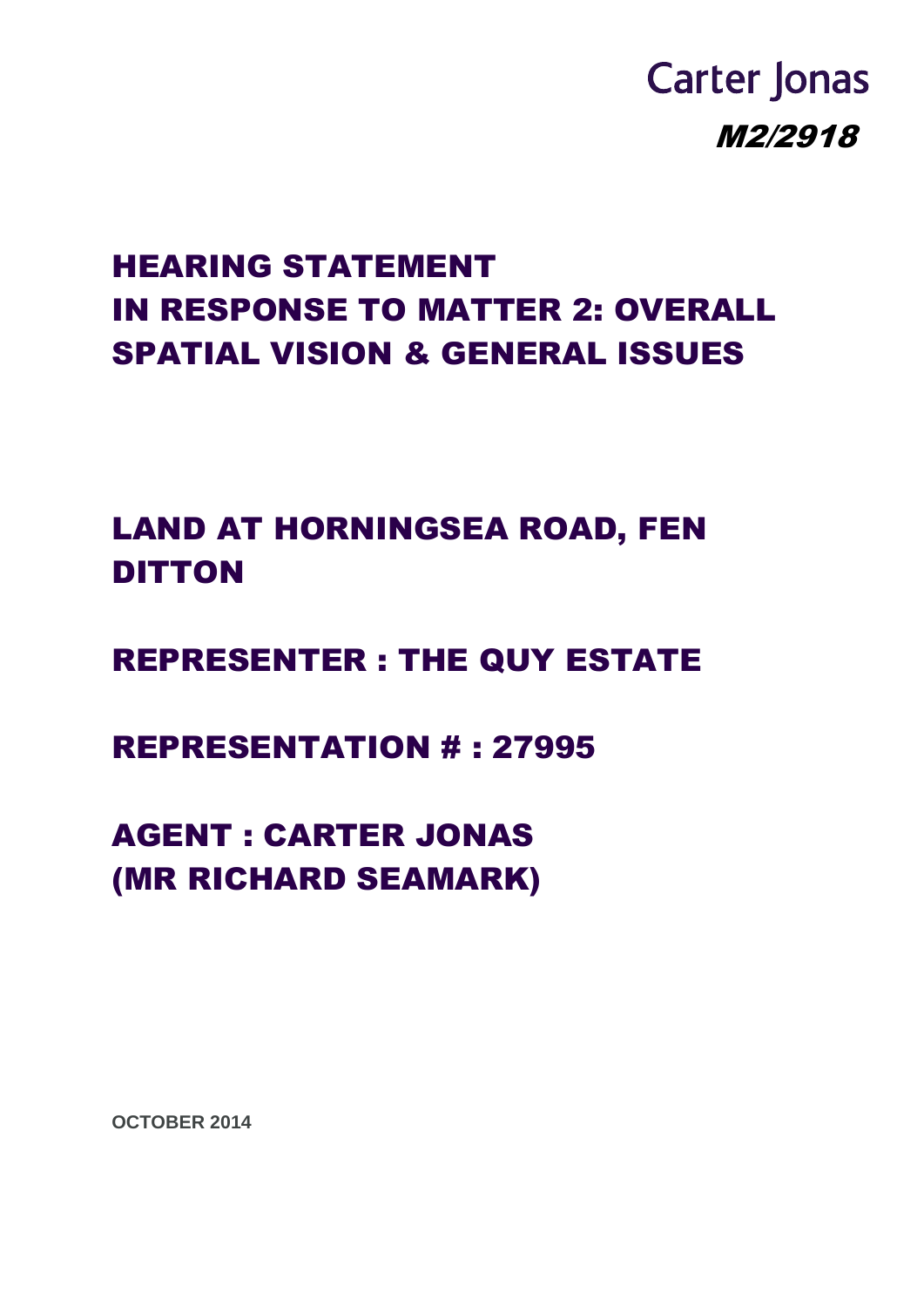Carter Jonas

*M2/2918*

# HEARING STATEMENT
# IN RESPONSE TO MATTER 2: OVERALL SPATIAL VISION & GENERAL ISSUES

## LAND AT HORNINGSEA ROAD, FEN DITTON

## REPRESENTER : THE QUY ESTATE

## REPRESENTATION # : 27995

## AGENT : CARTER JONAS (MR RICHARD SEAMARK)

**OCTOBER 2014**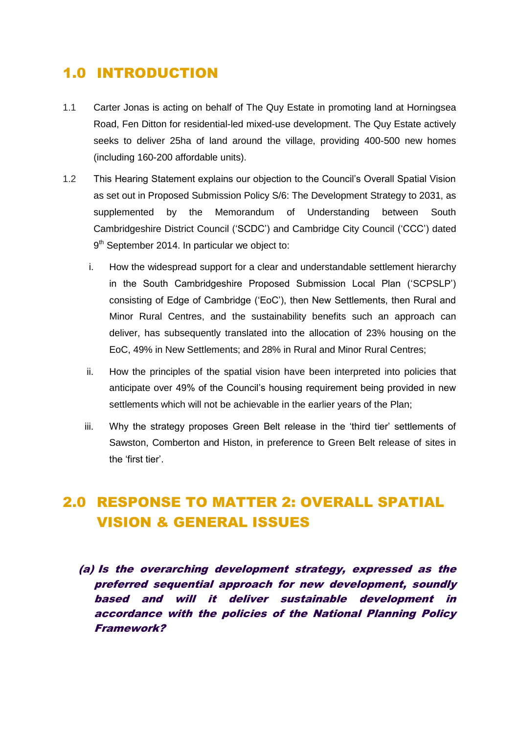## 1.0 INTRODUCTION

1.1 Carter Jonas is acting on behalf of The Quy Estate in promoting land at Horningsea Road, Fen Ditton for residential-led mixed-use development. The Quy Estate actively seeks to deliver 25ha of land around the village, providing 400-500 new homes (including 160-200 affordable units).

1.2 This Hearing Statement explains our objection to the Council's Overall Spatial Vision as set out in Proposed Submission Policy S/6: The Development Strategy to 2031, as supplemented by the Memorandum of Understanding between South Cambridgeshire District Council ('SCDC') and Cambridge City Council ('CCC') dated 9th September 2014. In particular we object to:

   i. How the widespread support for a clear and understandable settlement hierarchy in the South Cambridgeshire Proposed Submission Local Plan ('SCPSLP') consisting of Edge of Cambridge ('EoC'), then New Settlements, then Rural and Minor Rural Centres, and the sustainability benefits such an approach can deliver, has subsequently translated into the allocation of 23% housing on the EoC, 49% in New Settlements; and 28% in Rural and Minor Rural Centres;

   ii. How the principles of the spatial vision have been interpreted into policies that anticipate over 49% of the Council's housing requirement being provided in new settlements which will not be achievable in the earlier years of the Plan;

   iii. Why the strategy proposes Green Belt release in the 'third tier' settlements of Sawston, Comberton and Histon, in preference to Green Belt release of sites in the 'first tier'.

## 2.0 RESPONSE TO MATTER 2: OVERALL SPATIAL VISION & GENERAL ISSUES

### *(a) Is the overarching development strategy, expressed as the preferred sequential approach for new development, soundly based and will it deliver sustainable development in accordance with the policies of the National Planning Policy Framework?*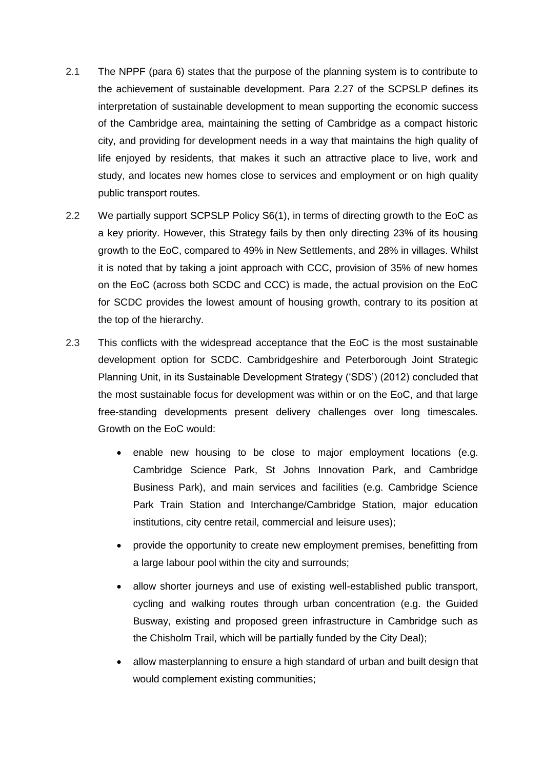2.1 The NPPF (para 6) states that the purpose of the planning system is to contribute to the achievement of sustainable development. Para 2.27 of the SCPSLP defines its interpretation of sustainable development to mean supporting the economic success of the Cambridge area, maintaining the setting of Cambridge as a compact historic city, and providing for development needs in a way that maintains the high quality of life enjoyed by residents, that makes it such an attractive place to live, work and study, and locates new homes close to services and employment or on high quality public transport routes.

2.2 We partially support SCPSLP Policy S6(1), in terms of directing growth to the EoC as a key priority. However, this Strategy fails by then only directing 23% of its housing growth to the EoC, compared to 49% in New Settlements, and 28% in villages. Whilst it is noted that by taking a joint approach with CCC, provision of 35% of new homes on the EoC (across both SCDC and CCC) is made, the actual provision on the EoC for SCDC provides the lowest amount of housing growth, contrary to its position at the top of the hierarchy.

2.3 This conflicts with the widespread acceptance that the EoC is the most sustainable development option for SCDC. Cambridgeshire and Peterborough Joint Strategic Planning Unit, in its Sustainable Development Strategy ('SDS') (2012) concluded that the most sustainable focus for development was within or on the EoC, and that large free-standing developments present delivery challenges over long timescales. Growth on the EoC would:

- enable new housing to be close to major employment locations (e.g. Cambridge Science Park, St Johns Innovation Park, and Cambridge Business Park), and main services and facilities (e.g. Cambridge Science Park Train Station and Interchange/Cambridge Station, major education institutions, city centre retail, commercial and leisure uses);
- provide the opportunity to create new employment premises, benefitting from a large labour pool within the city and surrounds;
- allow shorter journeys and use of existing well-established public transport, cycling and walking routes through urban concentration (e.g. the Guided Busway, existing and proposed green infrastructure in Cambridge such as the Chisholm Trail, which will be partially funded by the City Deal);
- allow masterplanning to ensure a high standard of urban and built design that would complement existing communities;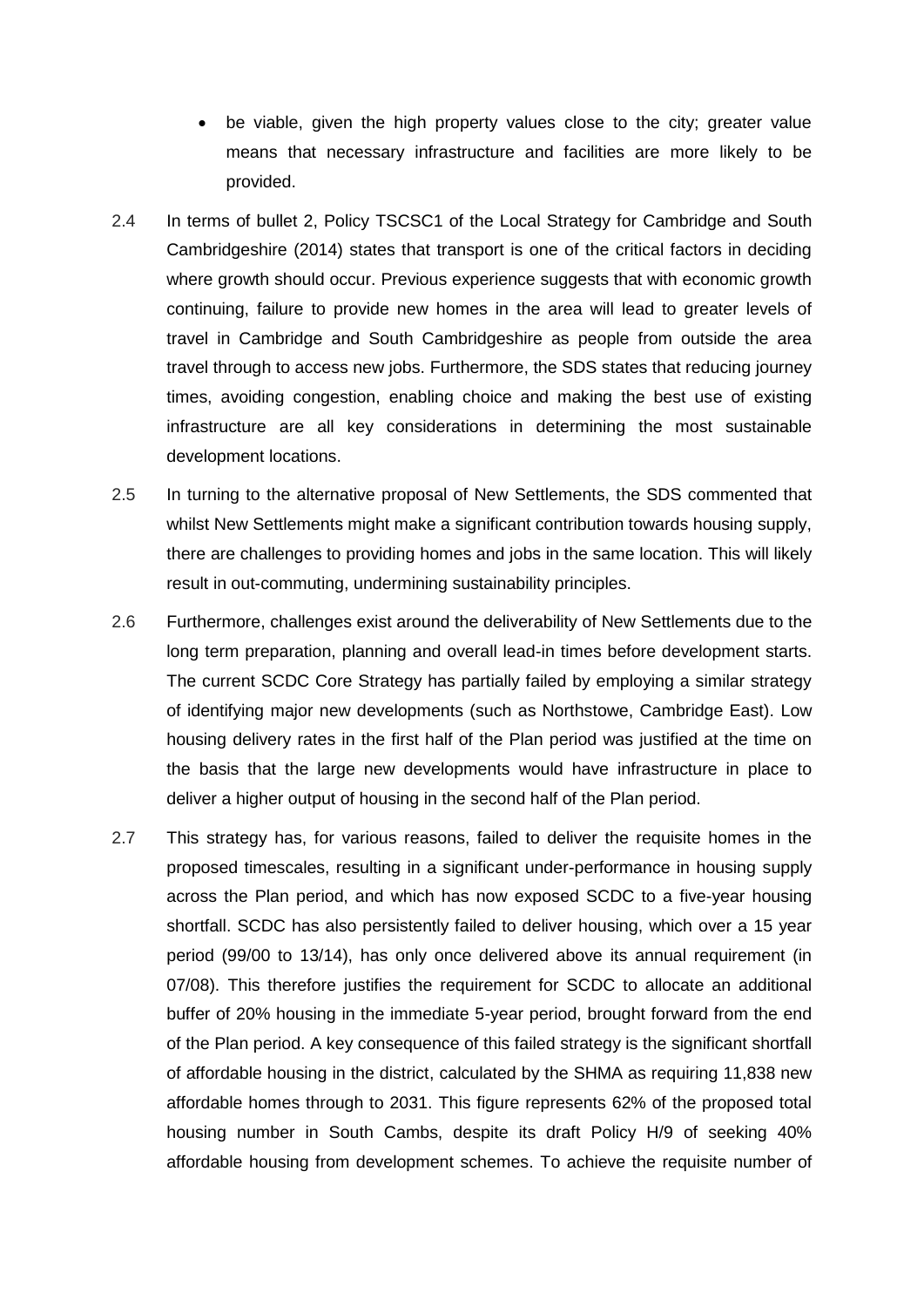- be viable, given the high property values close to the city; greater value means that necessary infrastructure and facilities are more likely to be provided.

2.4 In terms of bullet 2, Policy TSCSC1 of the Local Strategy for Cambridge and South Cambridgeshire (2014) states that transport is one of the critical factors in deciding where growth should occur. Previous experience suggests that with economic growth continuing, failure to provide new homes in the area will lead to greater levels of travel in Cambridge and South Cambridgeshire as people from outside the area travel through to access new jobs. Furthermore, the SDS states that reducing journey times, avoiding congestion, enabling choice and making the best use of existing infrastructure are all key considerations in determining the most sustainable development locations.

2.5 In turning to the alternative proposal of New Settlements, the SDS commented that whilst New Settlements might make a significant contribution towards housing supply, there are challenges to providing homes and jobs in the same location. This will likely result in out-commuting, undermining sustainability principles.

2.6 Furthermore, challenges exist around the deliverability of New Settlements due to the long term preparation, planning and overall lead-in times before development starts. The current SCDC Core Strategy has partially failed by employing a similar strategy of identifying major new developments (such as Northstowe, Cambridge East). Low housing delivery rates in the first half of the Plan period was justified at the time on the basis that the large new developments would have infrastructure in place to deliver a higher output of housing in the second half of the Plan period.

2.7 This strategy has, for various reasons, failed to deliver the requisite homes in the proposed timescales, resulting in a significant under-performance in housing supply across the Plan period, and which has now exposed SCDC to a five-year housing shortfall. SCDC has also persistently failed to deliver housing, which over a 15 year period (99/00 to 13/14), has only once delivered above its annual requirement (in 07/08). This therefore justifies the requirement for SCDC to allocate an additional buffer of 20% housing in the immediate 5-year period, brought forward from the end of the Plan period. A key consequence of this failed strategy is the significant shortfall of affordable housing in the district, calculated by the SHMA as requiring 11,838 new affordable homes through to 2031. This figure represents 62% of the proposed total housing number in South Cambs, despite its draft Policy H/9 of seeking 40% affordable housing from development schemes. To achieve the requisite number of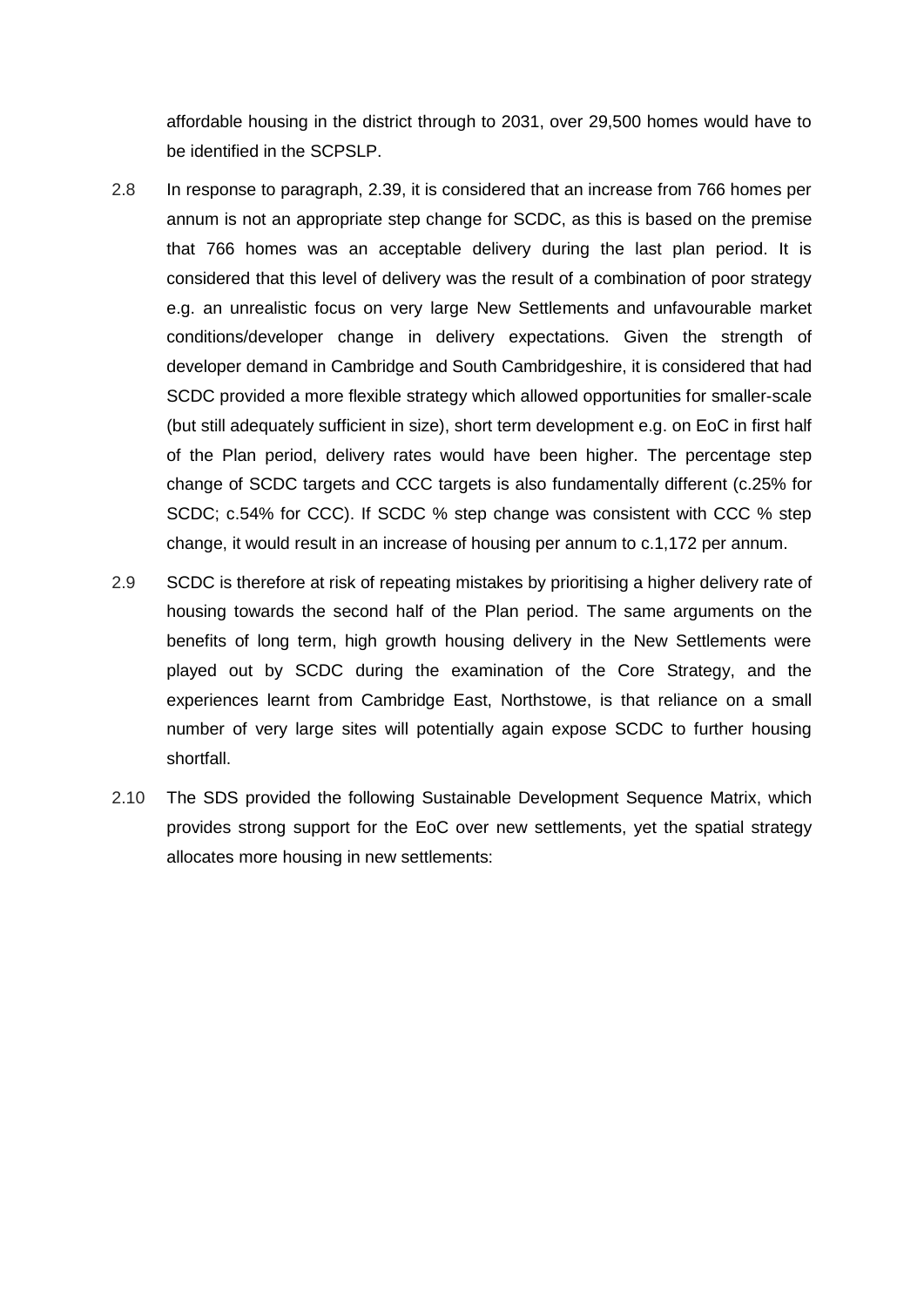affordable housing in the district through to 2031, over 29,500 homes would have to be identified in the SCPSLP.

2.8 In response to paragraph, 2.39, it is considered that an increase from 766 homes per annum is not an appropriate step change for SCDC, as this is based on the premise that 766 homes was an acceptable delivery during the last plan period. It is considered that this level of delivery was the result of a combination of poor strategy e.g. an unrealistic focus on very large New Settlements and unfavourable market conditions/developer change in delivery expectations. Given the strength of developer demand in Cambridge and South Cambridgeshire, it is considered that had SCDC provided a more flexible strategy which allowed opportunities for smaller-scale (but still adequately sufficient in size), short term development e.g. on EoC in first half of the Plan period, delivery rates would have been higher. The percentage step change of SCDC targets and CCC targets is also fundamentally different (c.25% for SCDC; c.54% for CCC). If SCDC % step change was consistent with CCC % step change, it would result in an increase of housing per annum to c.1,172 per annum.

2.9 SCDC is therefore at risk of repeating mistakes by prioritising a higher delivery rate of housing towards the second half of the Plan period. The same arguments on the benefits of long term, high growth housing delivery in the New Settlements were played out by SCDC during the examination of the Core Strategy, and the experiences learnt from Cambridge East, Northstowe, is that reliance on a small number of very large sites will potentially again expose SCDC to further housing shortfall.

2.10 The SDS provided the following Sustainable Development Sequence Matrix, which provides strong support for the EoC over new settlements, yet the spatial strategy allocates more housing in new settlements: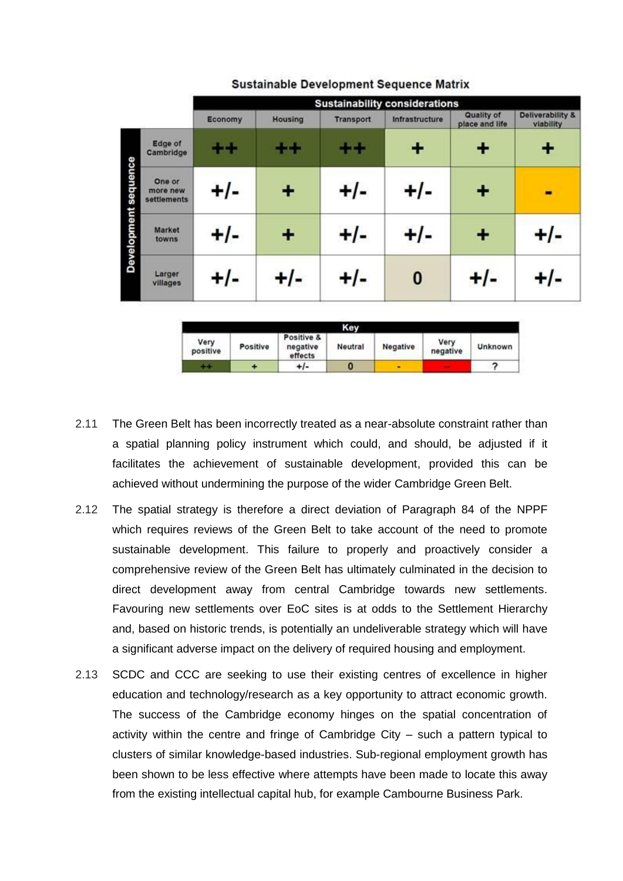**Sustainable Development Sequence Matrix**

| Development sequence | Economy | Housing | Transport | Infrastructure | Quality of place and life | Deliverability & viability |
|---|---|---|---|---|---|---|
| | **Sustainability considerations** | | | | | |
| Edge of Cambridge | ++ | ++ | ++ | + | + | + |
| One or more new settlements | +/- | + | +/- | +/- | + | - |
| Market towns | +/- | + | +/- | +/- | + | +/- |
| Larger villages | +/- | +/- | +/- | 0 | +/- | +/- |

**Key**

| Very positive | Positive | Positive & negative effects | Neutral | Negative | Very negative | Unknown |
|---|---|---|---|---|---|---|
| ++ | + | +/- | 0 | - | -- | ? |

2.11 The Green Belt has been incorrectly treated as a near-absolute constraint rather than a spatial planning policy instrument which could, and should, be adjusted if it facilitates the achievement of sustainable development, provided this can be achieved without undermining the purpose of the wider Cambridge Green Belt.

2.12 The spatial strategy is therefore a direct deviation of Paragraph 84 of the NPPF which requires reviews of the Green Belt to take account of the need to promote sustainable development. This failure to properly and proactively consider a comprehensive review of the Green Belt has ultimately culminated in the decision to direct development away from central Cambridge towards new settlements. Favouring new settlements over EoC sites is at odds to the Settlement Hierarchy and, based on historic trends, is potentially an undeliverable strategy which will have a significant adverse impact on the delivery of required housing and employment.

2.13 SCDC and CCC are seeking to use their existing centres of excellence in higher education and technology/research as a key opportunity to attract economic growth. The success of the Cambridge economy hinges on the spatial concentration of activity within the centre and fringe of Cambridge City – such a pattern typical to clusters of similar knowledge-based industries. Sub-regional employment growth has been shown to be less effective where attempts have been made to locate this away from the existing intellectual capital hub, for example Cambourne Business Park.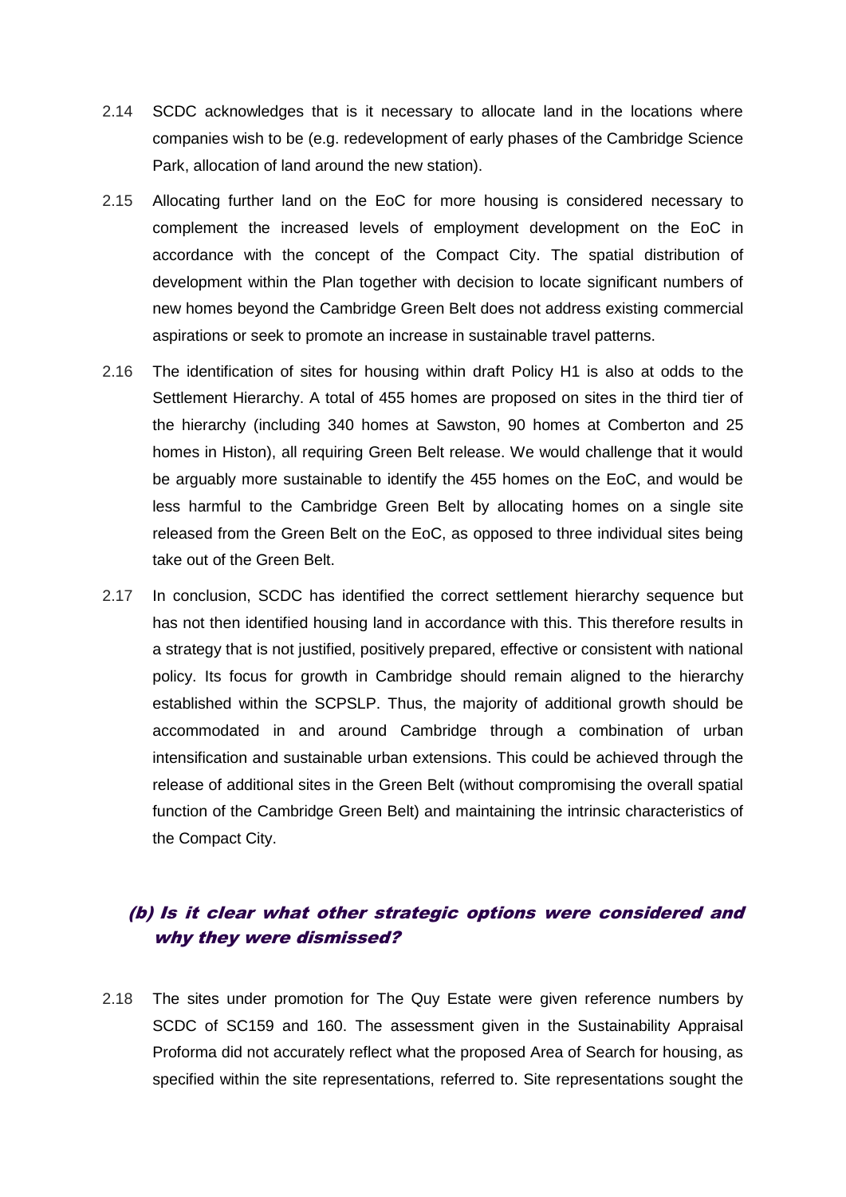2.14 SCDC acknowledges that is it necessary to allocate land in the locations where companies wish to be (e.g. redevelopment of early phases of the Cambridge Science Park, allocation of land around the new station).

2.15 Allocating further land on the EoC for more housing is considered necessary to complement the increased levels of employment development on the EoC in accordance with the concept of the Compact City. The spatial distribution of development within the Plan together with decision to locate significant numbers of new homes beyond the Cambridge Green Belt does not address existing commercial aspirations or seek to promote an increase in sustainable travel patterns.

2.16 The identification of sites for housing within draft Policy H1 is also at odds to the Settlement Hierarchy. A total of 455 homes are proposed on sites in the third tier of the hierarchy (including 340 homes at Sawston, 90 homes at Comberton and 25 homes in Histon), all requiring Green Belt release. We would challenge that it would be arguably more sustainable to identify the 455 homes on the EoC, and would be less harmful to the Cambridge Green Belt by allocating homes on a single site released from the Green Belt on the EoC, as opposed to three individual sites being take out of the Green Belt.

2.17 In conclusion, SCDC has identified the correct settlement hierarchy sequence but has not then identified housing land in accordance with this. This therefore results in a strategy that is not justified, positively prepared, effective or consistent with national policy. Its focus for growth in Cambridge should remain aligned to the hierarchy established within the SCPSLP. Thus, the majority of additional growth should be accommodated in and around Cambridge through a combination of urban intensification and sustainable urban extensions. This could be achieved through the release of additional sites in the Green Belt (without compromising the overall spatial function of the Cambridge Green Belt) and maintaining the intrinsic characteristics of the Compact City.

### (b) Is it clear what other strategic options were considered and why they were dismissed?

2.18 The sites under promotion for The Quy Estate were given reference numbers by SCDC of SC159 and 160. The assessment given in the Sustainability Appraisal Proforma did not accurately reflect what the proposed Area of Search for housing, as specified within the site representations, referred to. Site representations sought the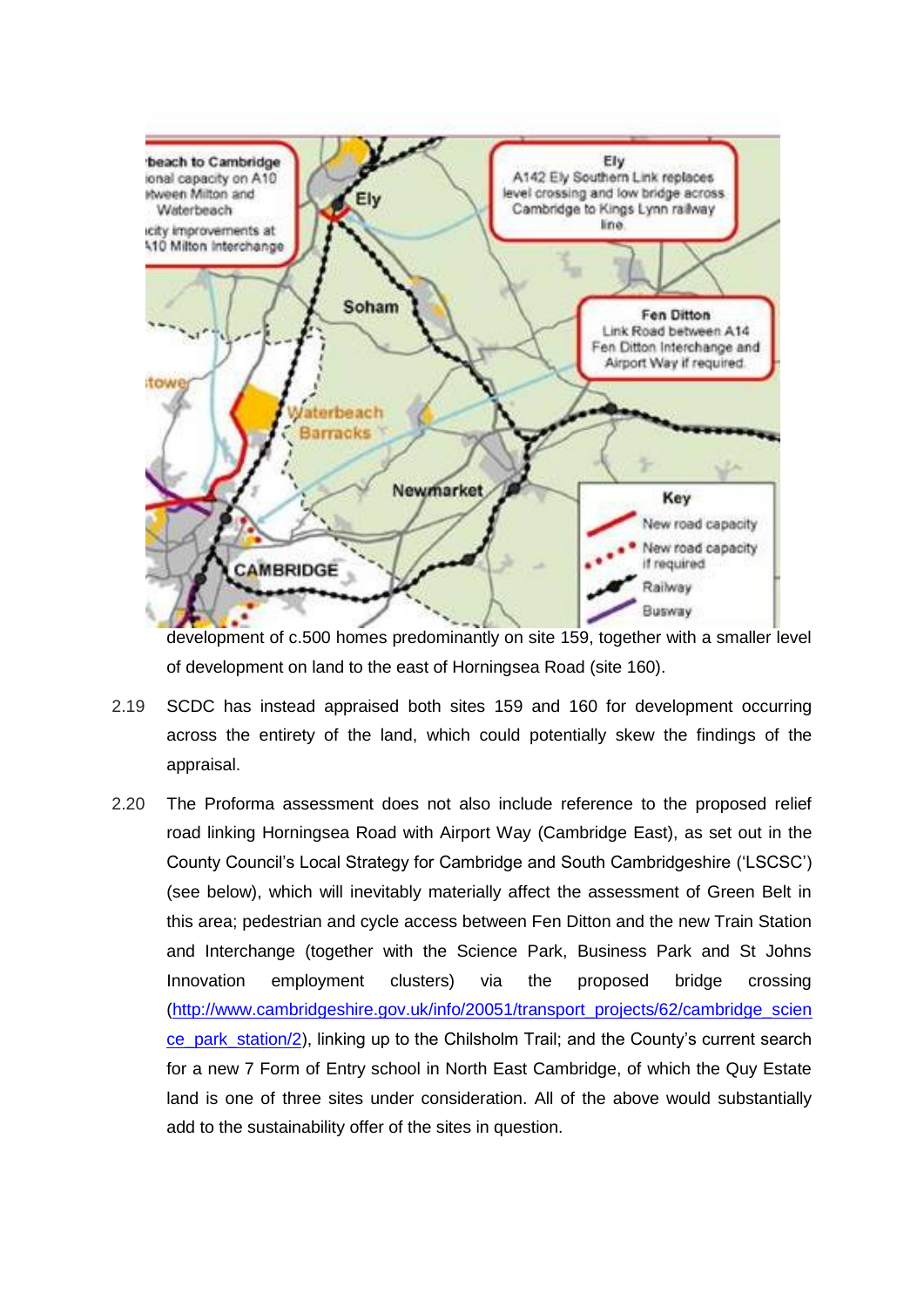development of c.500 homes predominantly on site 159, together with a smaller level of development on land to the east of Horningsea Road (site 160).

2.19 SCDC has instead appraised both sites 159 and 160 for development occurring across the entirety of the land, which could potentially skew the findings of the appraisal.

2.20 The Proforma assessment does not also include reference to the proposed relief road linking Horningsea Road with Airport Way (Cambridge East), as set out in the County Council's Local Strategy for Cambridge and South Cambridgeshire ('LSCSC') (see below), which will inevitably materially affect the assessment of Green Belt in this area; pedestrian and cycle access between Fen Ditton and the new Train Station and Interchange (together with the Science Park, Business Park and St Johns Innovation employment clusters) via the proposed bridge crossing (http://www.cambridgeshire.gov.uk/info/20051/transport_projects/62/cambridge_science_park_station/2), linking up to the Chilsholm Trail; and the County's current search for a new 7 Form of Entry school in North East Cambridge, of which the Quy Estate land is one of three sites under consideration. All of the above would substantially add to the sustainability offer of the sites in question.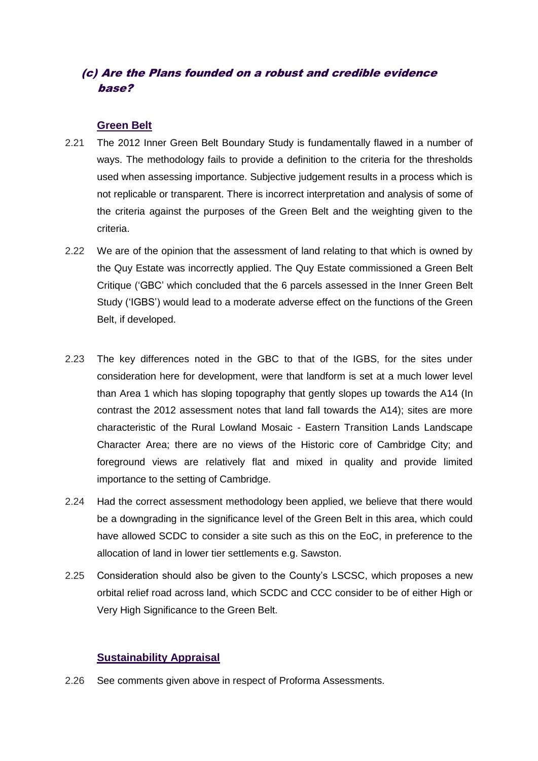## (c) Are the Plans founded on a robust and credible evidence base?

### Green Belt

2.21 The 2012 Inner Green Belt Boundary Study is fundamentally flawed in a number of ways. The methodology fails to provide a definition to the criteria for the thresholds used when assessing importance. Subjective judgement results in a process which is not replicable or transparent. There is incorrect interpretation and analysis of some of the criteria against the purposes of the Green Belt and the weighting given to the criteria.

2.22 We are of the opinion that the assessment of land relating to that which is owned by the Quy Estate was incorrectly applied. The Quy Estate commissioned a Green Belt Critique ('GBC' which concluded that the 6 parcels assessed in the Inner Green Belt Study ('IGBS') would lead to a moderate adverse effect on the functions of the Green Belt, if developed.

2.23 The key differences noted in the GBC to that of the IGBS, for the sites under consideration here for development, were that landform is set at a much lower level than Area 1 which has sloping topography that gently slopes up towards the A14 (In contrast the 2012 assessment notes that land fall towards the A14); sites are more characteristic of the Rural Lowland Mosaic - Eastern Transition Lands Landscape Character Area; there are no views of the Historic core of Cambridge City; and foreground views are relatively flat and mixed in quality and provide limited importance to the setting of Cambridge.

2.24 Had the correct assessment methodology been applied, we believe that there would be a downgrading in the significance level of the Green Belt in this area, which could have allowed SCDC to consider a site such as this on the EoC, in preference to the allocation of land in lower tier settlements e.g. Sawston.

2.25 Consideration should also be given to the County's LSCSC, which proposes a new orbital relief road across land, which SCDC and CCC consider to be of either High or Very High Significance to the Green Belt.

### Sustainability Appraisal

2.26 See comments given above in respect of Proforma Assessments.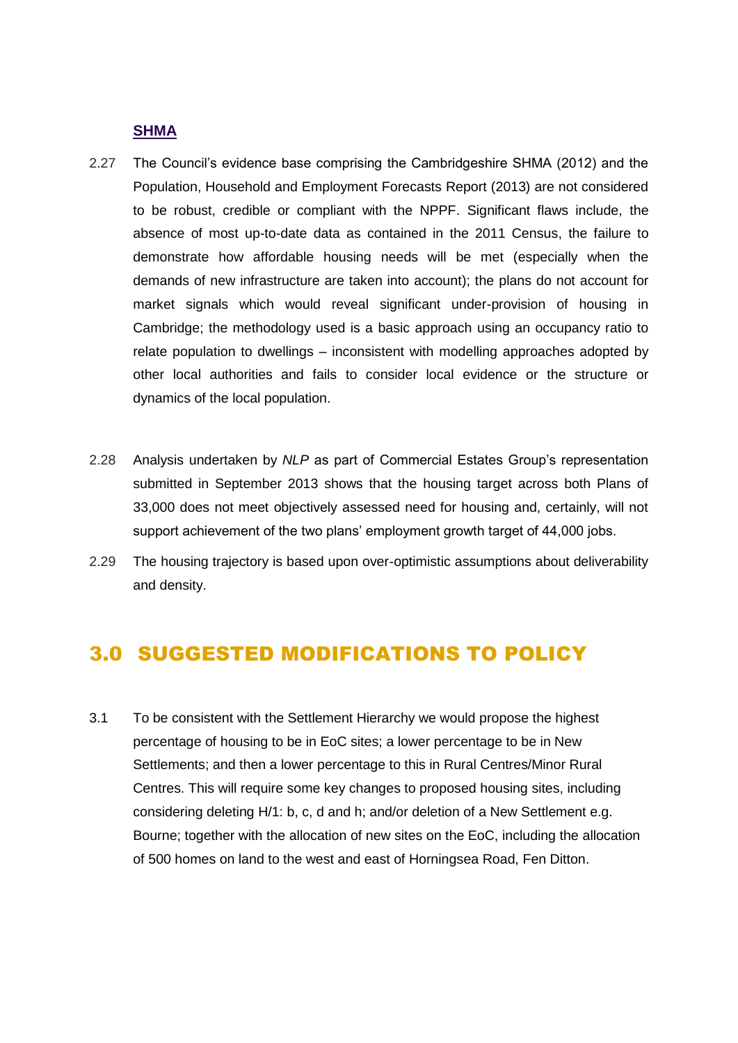**SHMA**

2.27 The Council's evidence base comprising the Cambridgeshire SHMA (2012) and the Population, Household and Employment Forecasts Report (2013) are not considered to be robust, credible or compliant with the NPPF. Significant flaws include, the absence of most up-to-date data as contained in the 2011 Census, the failure to demonstrate how affordable housing needs will be met (especially when the demands of new infrastructure are taken into account); the plans do not account for market signals which would reveal significant under-provision of housing in Cambridge; the methodology used is a basic approach using an occupancy ratio to relate population to dwellings – inconsistent with modelling approaches adopted by other local authorities and fails to consider local evidence or the structure or dynamics of the local population.

2.28 Analysis undertaken by *NLP* as part of Commercial Estates Group's representation submitted in September 2013 shows that the housing target across both Plans of 33,000 does not meet objectively assessed need for housing and, certainly, will not support achievement of the two plans' employment growth target of 44,000 jobs.

2.29 The housing trajectory is based upon over-optimistic assumptions about deliverability and density.

## 3.0 SUGGESTED MODIFICATIONS TO POLICY

3.1 To be consistent with the Settlement Hierarchy we would propose the highest percentage of housing to be in EoC sites; a lower percentage to be in New Settlements; and then a lower percentage to this in Rural Centres/Minor Rural Centres. This will require some key changes to proposed housing sites, including considering deleting H/1: b, c, d and h; and/or deletion of a New Settlement e.g. Bourne; together with the allocation of new sites on the EoC, including the allocation of 500 homes on land to the west and east of Horningsea Road, Fen Ditton.